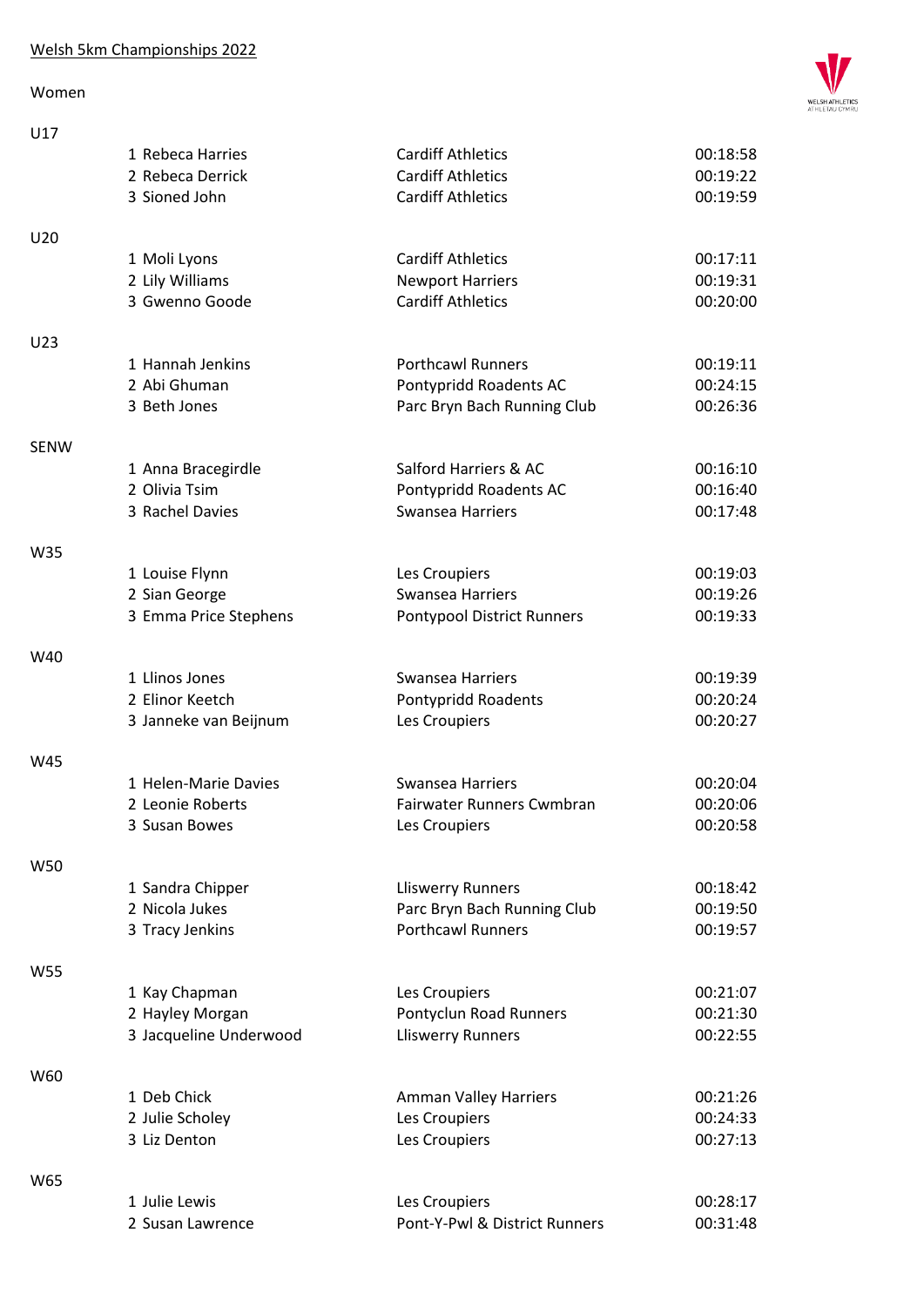# Welsh 5km Championships 2022

## Women

### U17

| Pos | Name | Club | Time |
|---|---|---|---|
| 1 | Rebeca Harries | Cardiff Athletics | 00:18:58 |
| 2 | Rebeca Derrick | Cardiff Athletics | 00:19:22 |
| 3 | Sioned John | Cardiff Athletics | 00:19:59 |

### U20

| Pos | Name | Club | Time |
|---|---|---|---|
| 1 | Moli Lyons | Cardiff Athletics | 00:17:11 |
| 2 | Lily Williams | Newport Harriers | 00:19:31 |
| 3 | Gwenno Goode | Cardiff Athletics | 00:20:00 |

### U23

| Pos | Name | Club | Time |
|---|---|---|---|
| 1 | Hannah Jenkins | Porthcawl Runners | 00:19:11 |
| 2 | Abi Ghuman | Pontypridd Roadents AC | 00:24:15 |
| 3 | Beth Jones | Parc Bryn Bach Running Club | 00:26:36 |

### SENW

| Pos | Name | Club | Time |
|---|---|---|---|
| 1 | Anna Bracegirdle | Salford Harriers & AC | 00:16:10 |
| 2 | Olivia Tsim | Pontypridd Roadents AC | 00:16:40 |
| 3 | Rachel Davies | Swansea Harriers | 00:17:48 |

### W35

| Pos | Name | Club | Time |
|---|---|---|---|
| 1 | Louise Flynn | Les Croupiers | 00:19:03 |
| 2 | Sian George | Swansea Harriers | 00:19:26 |
| 3 | Emma Price Stephens | Pontypool District Runners | 00:19:33 |

### W40

| Pos | Name | Club | Time |
|---|---|---|---|
| 1 | Llinos Jones | Swansea Harriers | 00:19:39 |
| 2 | Elinor Keetch | Pontypridd Roadents | 00:20:24 |
| 3 | Janneke van Beijnum | Les Croupiers | 00:20:27 |

### W45

| Pos | Name | Club | Time |
|---|---|---|---|
| 1 | Helen-Marie Davies | Swansea Harriers | 00:20:04 |
| 2 | Leonie Roberts | Fairwater Runners Cwmbran | 00:20:06 |
| 3 | Susan Bowes | Les Croupiers | 00:20:58 |

### W50

| Pos | Name | Club | Time |
|---|---|---|---|
| 1 | Sandra Chipper | Lliswerry Runners | 00:18:42 |
| 2 | Nicola Jukes | Parc Bryn Bach Running Club | 00:19:50 |
| 3 | Tracy Jenkins | Porthcawl Runners | 00:19:57 |

### W55

| Pos | Name | Club | Time |
|---|---|---|---|
| 1 | Kay Chapman | Les Croupiers | 00:21:07 |
| 2 | Hayley Morgan | Pontyclun Road Runners | 00:21:30 |
| 3 | Jacqueline Underwood | Lliswerry Runners | 00:22:55 |

### W60

| Pos | Name | Club | Time |
|---|---|---|---|
| 1 | Deb Chick | Amman Valley Harriers | 00:21:26 |
| 2 | Julie Scholey | Les Croupiers | 00:24:33 |
| 3 | Liz Denton | Les Croupiers | 00:27:13 |

### W65

| Pos | Name | Club | Time |
|---|---|---|---|
| 1 | Julie Lewis | Les Croupiers | 00:28:17 |
| 2 | Susan Lawrence | Pont-Y-Pwl & District Runners | 00:31:48 |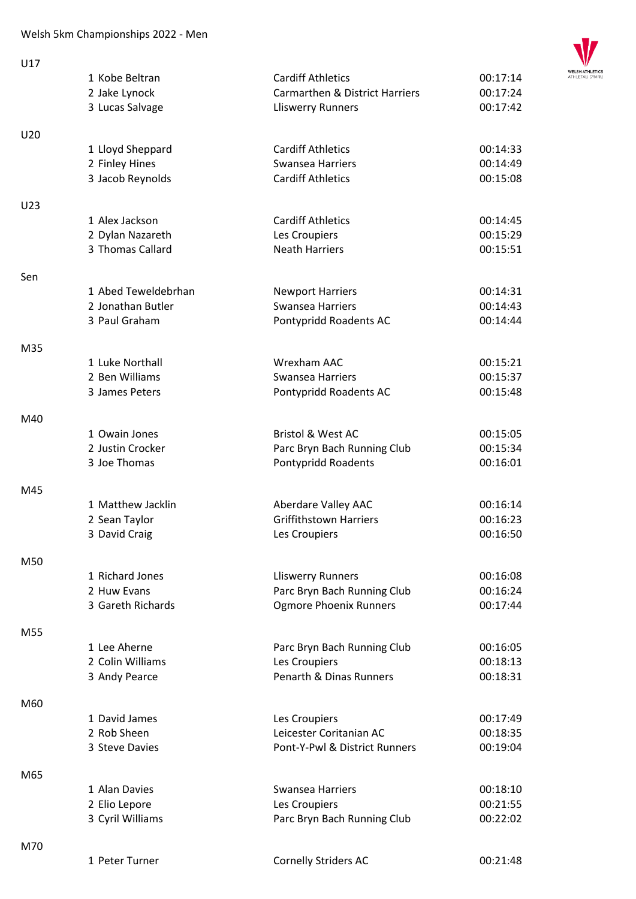# Welsh 5km Championships 2022 - Men

## U17

| Pos | Name | Club | Time |
|---|---|---|---|
| 1 | Kobe Beltran | Cardiff Athletics | 00:17:14 |
| 2 | Jake Lynock | Carmarthen & District Harriers | 00:17:24 |
| 3 | Lucas Salvage | Lliswerry Runners | 00:17:42 |

## U20

| Pos | Name | Club | Time |
|---|---|---|---|
| 1 | Lloyd Sheppard | Cardiff Athletics | 00:14:33 |
| 2 | Finley Hines | Swansea Harriers | 00:14:49 |
| 3 | Jacob Reynolds | Cardiff Athletics | 00:15:08 |

## U23

| Pos | Name | Club | Time |
|---|---|---|---|
| 1 | Alex Jackson | Cardiff Athletics | 00:14:45 |
| 2 | Dylan Nazareth | Les Croupiers | 00:15:29 |
| 3 | Thomas Callard | Neath Harriers | 00:15:51 |

## Sen

| Pos | Name | Club | Time |
|---|---|---|---|
| 1 | Abed Teweldebrhan | Newport Harriers | 00:14:31 |
| 2 | Jonathan Butler | Swansea Harriers | 00:14:43 |
| 3 | Paul Graham | Pontypridd Roadents AC | 00:14:44 |

## M35

| Pos | Name | Club | Time |
|---|---|---|---|
| 1 | Luke Northall | Wrexham AAC | 00:15:21 |
| 2 | Ben Williams | Swansea Harriers | 00:15:37 |
| 3 | James Peters | Pontypridd Roadents AC | 00:15:48 |

## M40

| Pos | Name | Club | Time |
|---|---|---|---|
| 1 | Owain Jones | Bristol & West AC | 00:15:05 |
| 2 | Justin Crocker | Parc Bryn Bach Running Club | 00:15:34 |
| 3 | Joe Thomas | Pontypridd Roadents | 00:16:01 |

## M45

| Pos | Name | Club | Time |
|---|---|---|---|
| 1 | Matthew Jacklin | Aberdare Valley AAC | 00:16:14 |
| 2 | Sean Taylor | Griffithstown Harriers | 00:16:23 |
| 3 | David Craig | Les Croupiers | 00:16:50 |

## M50

| Pos | Name | Club | Time |
|---|---|---|---|
| 1 | Richard Jones | Lliswerry Runners | 00:16:08 |
| 2 | Huw Evans | Parc Bryn Bach Running Club | 00:16:24 |
| 3 | Gareth Richards | Ogmore Phoenix Runners | 00:17:44 |

## M55

| Pos | Name | Club | Time |
|---|---|---|---|
| 1 | Lee Aherne | Parc Bryn Bach Running Club | 00:16:05 |
| 2 | Colin Williams | Les Croupiers | 00:18:13 |
| 3 | Andy Pearce | Penarth & Dinas Runners | 00:18:31 |

## M60

| Pos | Name | Club | Time |
|---|---|---|---|
| 1 | David James | Les Croupiers | 00:17:49 |
| 2 | Rob Sheen | Leicester Coritanian AC | 00:18:35 |
| 3 | Steve Davies | Pont-Y-Pwl & District Runners | 00:19:04 |

## M65

| Pos | Name | Club | Time |
|---|---|---|---|
| 1 | Alan Davies | Swansea Harriers | 00:18:10 |
| 2 | Elio Lepore | Les Croupiers | 00:21:55 |
| 3 | Cyril Williams | Parc Bryn Bach Running Club | 00:22:02 |

## M70

| Pos | Name | Club | Time |
|---|---|---|---|
| 1 | Peter Turner | Cornelly Striders AC | 00:21:48 |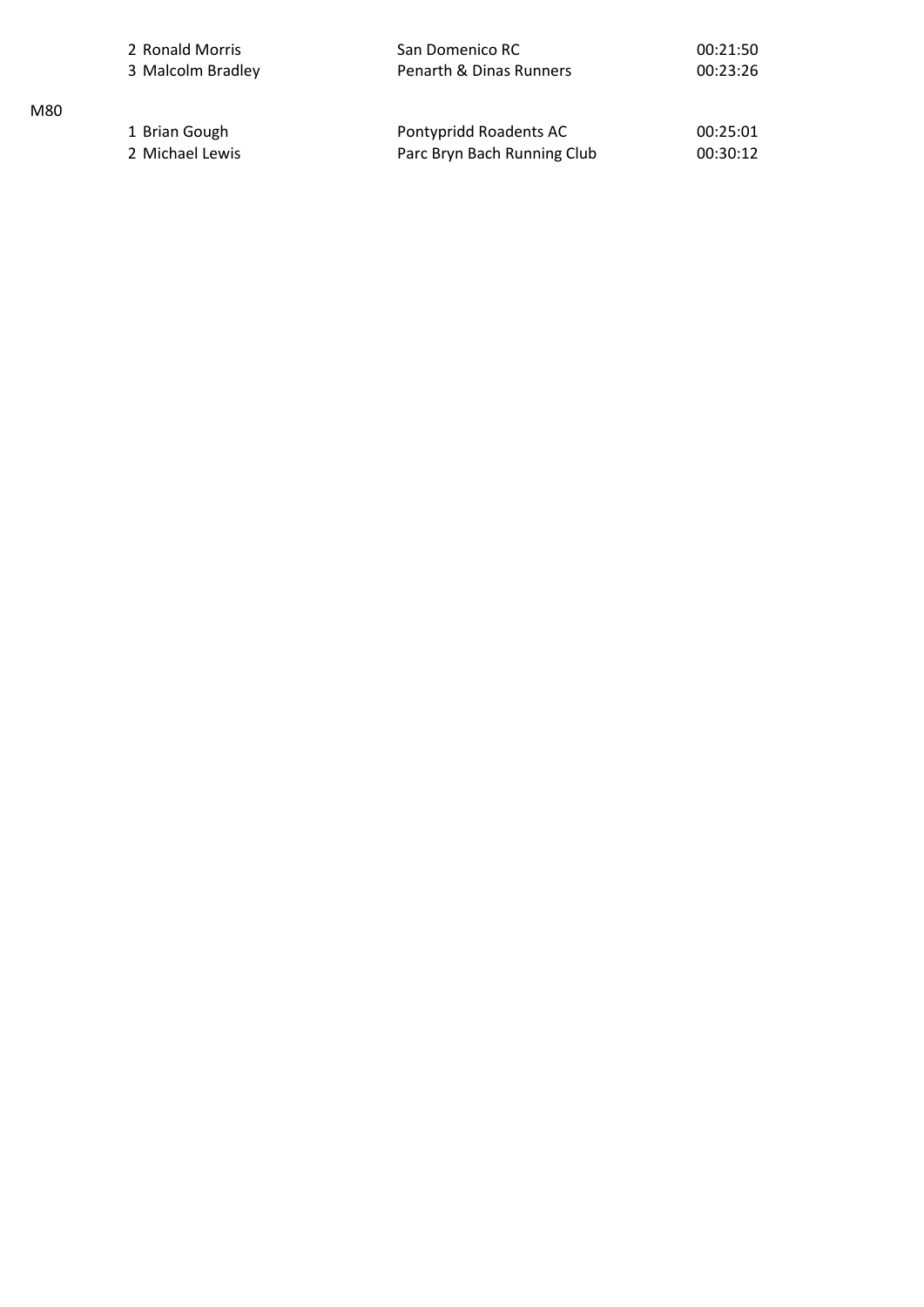| | Pos | Name | Club | Time |
|---|---|---|---|---|
| | 2 | Ronald Morris | San Domenico RC | 00:21:50 |
| | 3 | Malcolm Bradley | Penarth & Dinas Runners | 00:23:26 |
| M80 | | | | |
| | 1 | Brian Gough | Pontypridd Roadents AC | 00:25:01 |
| | 2 | Michael Lewis | Parc Bryn Bach Running Club | 00:30:12 |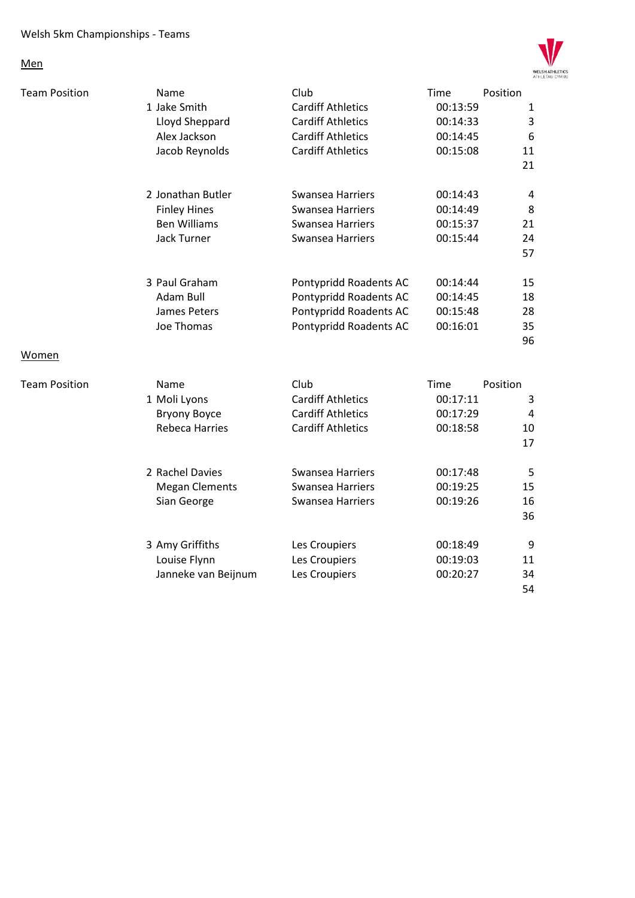Welsh 5km Championships - Teams

Men

| Team Position | Name | Club | Time | Position |
|---|---|---|---|---|
| 1 | Jake Smith | Cardiff Athletics | 00:13:59 | 1 |
| | Lloyd Sheppard | Cardiff Athletics | 00:14:33 | 3 |
| | Alex Jackson | Cardiff Athletics | 00:14:45 | 6 |
| | Jacob Reynolds | Cardiff Athletics | 00:15:08 | 11 |
| | | | | 21 |
| 2 | Jonathan Butler | Swansea Harriers | 00:14:43 | 4 |
| | Finley Hines | Swansea Harriers | 00:14:49 | 8 |
| | Ben Williams | Swansea Harriers | 00:15:37 | 21 |
| | Jack Turner | Swansea Harriers | 00:15:44 | 24 |
| | | | | 57 |
| 3 | Paul Graham | Pontypridd Roadents AC | 00:14:44 | 15 |
| | Adam Bull | Pontypridd Roadents AC | 00:14:45 | 18 |
| | James Peters | Pontypridd Roadents AC | 00:15:48 | 28 |
| | Joe Thomas | Pontypridd Roadents AC | 00:16:01 | 35 |
| | | | | 96 |

Women

| Team Position | Name | Club | Time | Position |
|---|---|---|---|---|
| 1 | Moli Lyons | Cardiff Athletics | 00:17:11 | 3 |
| | Bryony Boyce | Cardiff Athletics | 00:17:29 | 4 |
| | Rebeca Harries | Cardiff Athletics | 00:18:58 | 10 |
| | | | | 17 |
| 2 | Rachel Davies | Swansea Harriers | 00:17:48 | 5 |
| | Megan Clements | Swansea Harriers | 00:19:25 | 15 |
| | Sian George | Swansea Harriers | 00:19:26 | 16 |
| | | | | 36 |
| 3 | Amy Griffiths | Les Croupiers | 00:18:49 | 9 |
| | Louise Flynn | Les Croupiers | 00:19:03 | 11 |
| | Janneke van Beijnum | Les Croupiers | 00:20:27 | 34 |
| | | | | 54 |